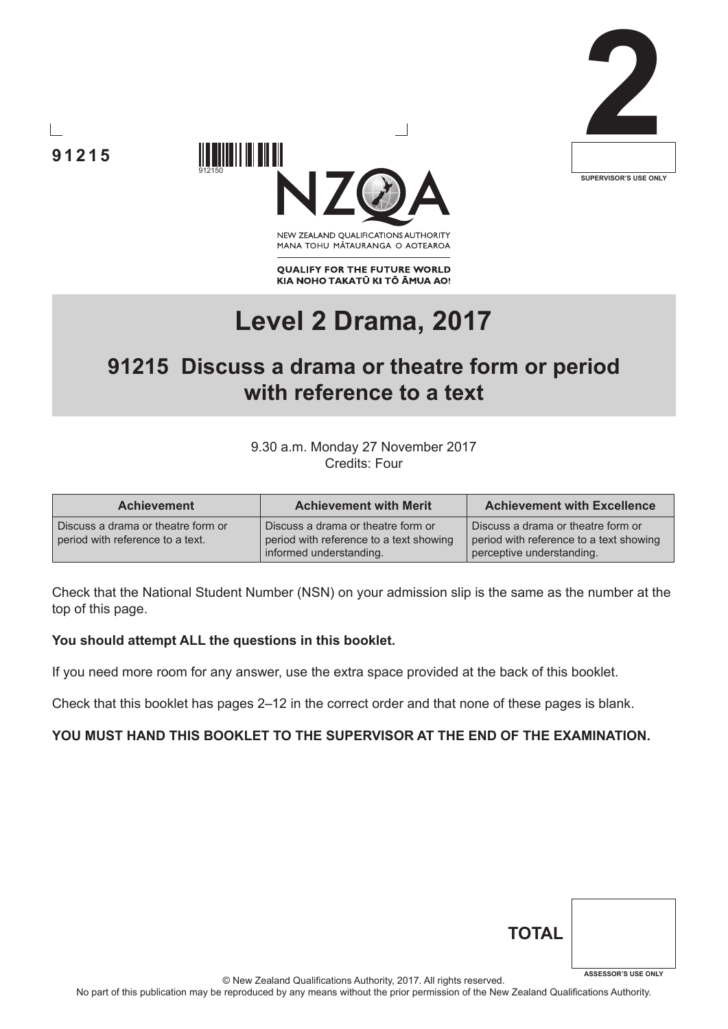91215

2

SUPERVISOR'S USE ONLY

NZQA

NEW ZEALAND QUALIFICATIONS AUTHORITY
MANA TOHU MĀTAURANGA O AOTEAROA

QUALIFY FOR THE FUTURE WORLD
KIA NOHO TAKATŪ KI TŌ ĀMUA AO!

# Level 2 Drama, 2017

## 91215 Discuss a drama or theatre form or period with reference to a text

9.30 a.m. Monday 27 November 2017
Credits: Four

| Achievement | Achievement with Merit | Achievement with Excellence |
| --- | --- | --- |
| Discuss a drama or theatre form or period with reference to a text. | Discuss a drama or theatre form or period with reference to a text showing informed understanding. | Discuss a drama or theatre form or period with reference to a text showing perceptive understanding. |

Check that the National Student Number (NSN) on your admission slip is the same as the number at the top of this page.

**You should attempt ALL the questions in this booklet.**

If you need more room for any answer, use the extra space provided at the back of this booklet.

Check that this booklet has pages 2–12 in the correct order and that none of these pages is blank.

**YOU MUST HAND THIS BOOKLET TO THE SUPERVISOR AT THE END OF THE EXAMINATION.**

**TOTAL**

ASSESSOR'S USE ONLY

© New Zealand Qualifications Authority, 2017. All rights reserved.
No part of this publication may be reproduced by any means without the prior permission of the New Zealand Qualifications Authority.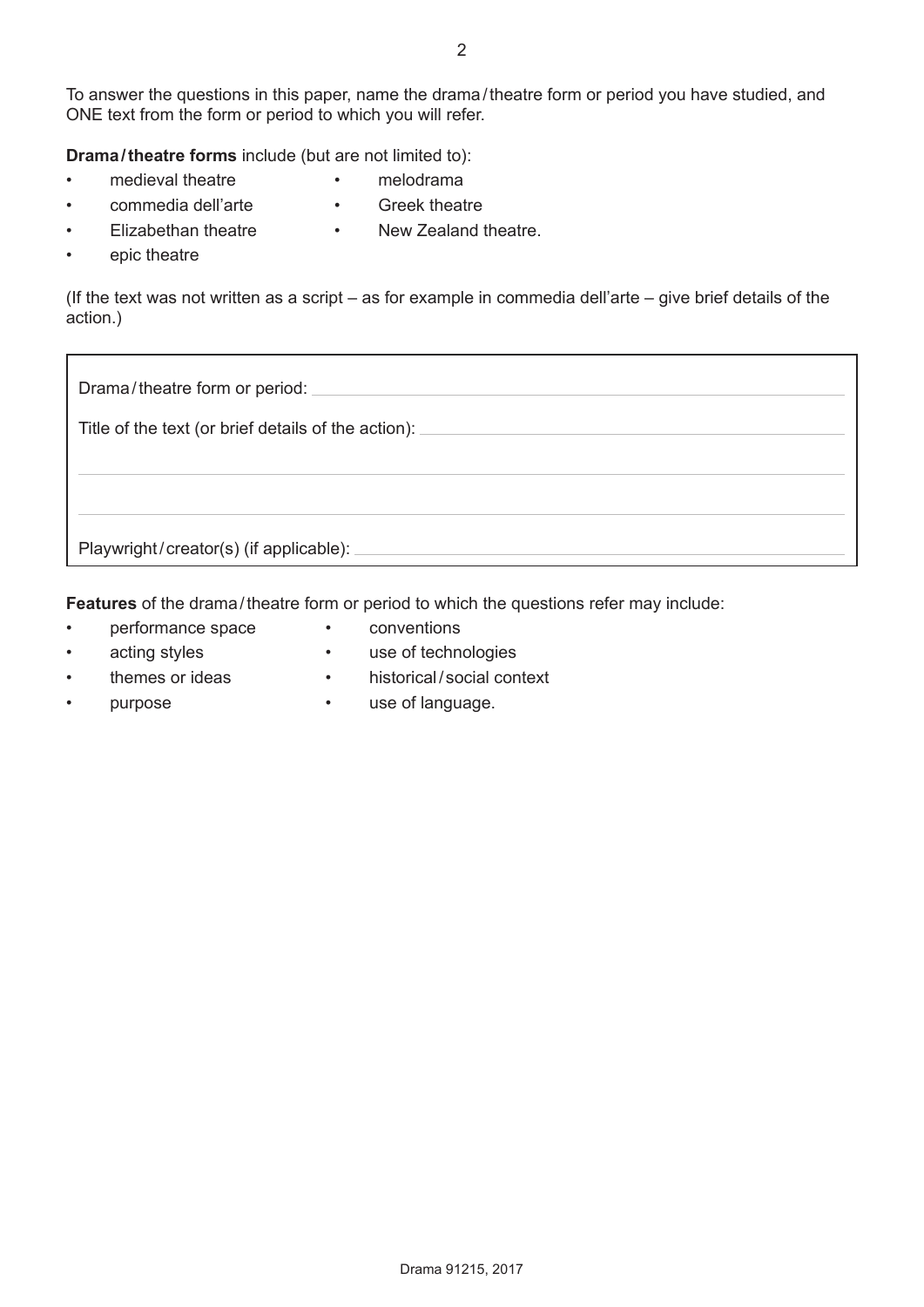To answer the questions in this paper, name the drama / theatre form or period you have studied, and ONE text from the form or period to which you will refer.

**Drama / theatre forms** include (but are not limited to):

- medieval theatre
- commedia dell'arte
- Elizabethan theatre
- epic theatre
- melodrama
- Greek theatre
- New Zealand theatre.

(If the text was not written as a script – as for example in commedia dell'arte – give brief details of the action.)

Drama / theatre form or period: ______________________________

Title of the text (or brief details of the action): ______________________________

______________________________

______________________________

Playwright / creator(s) (if applicable): ______________________________

**Features** of the drama / theatre form or period to which the questions refer may include:

- performance space
- acting styles
- themes or ideas
- purpose
- conventions
- use of technologies
- historical / social context
- use of language.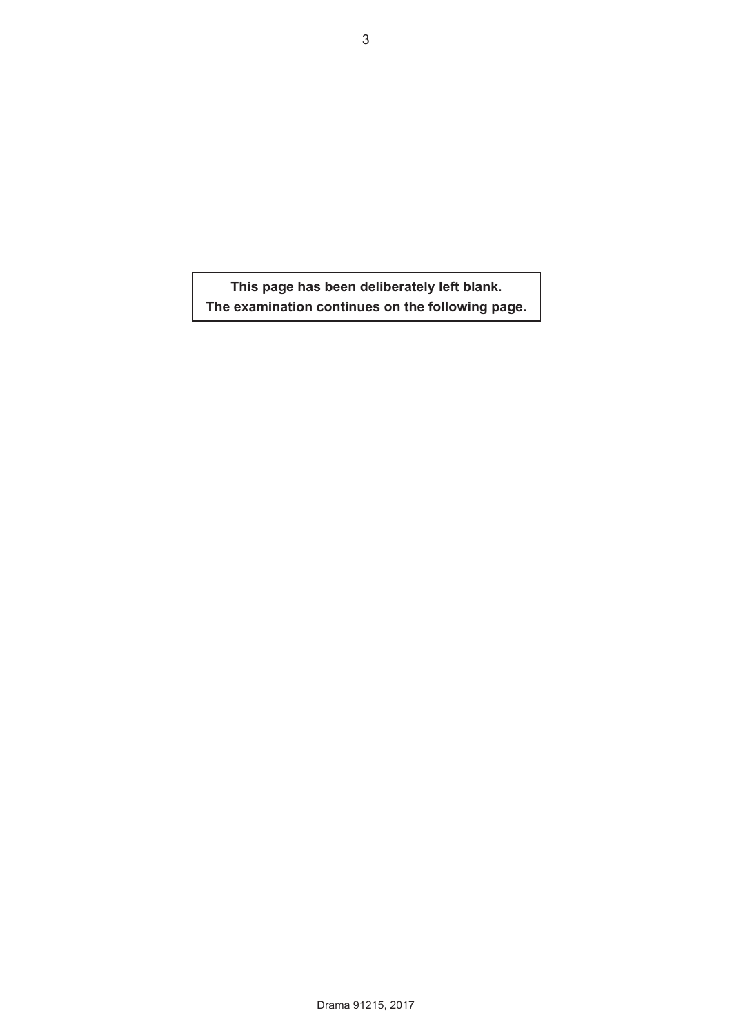**This page has been deliberately left blank.**
**The examination continues on the following page.**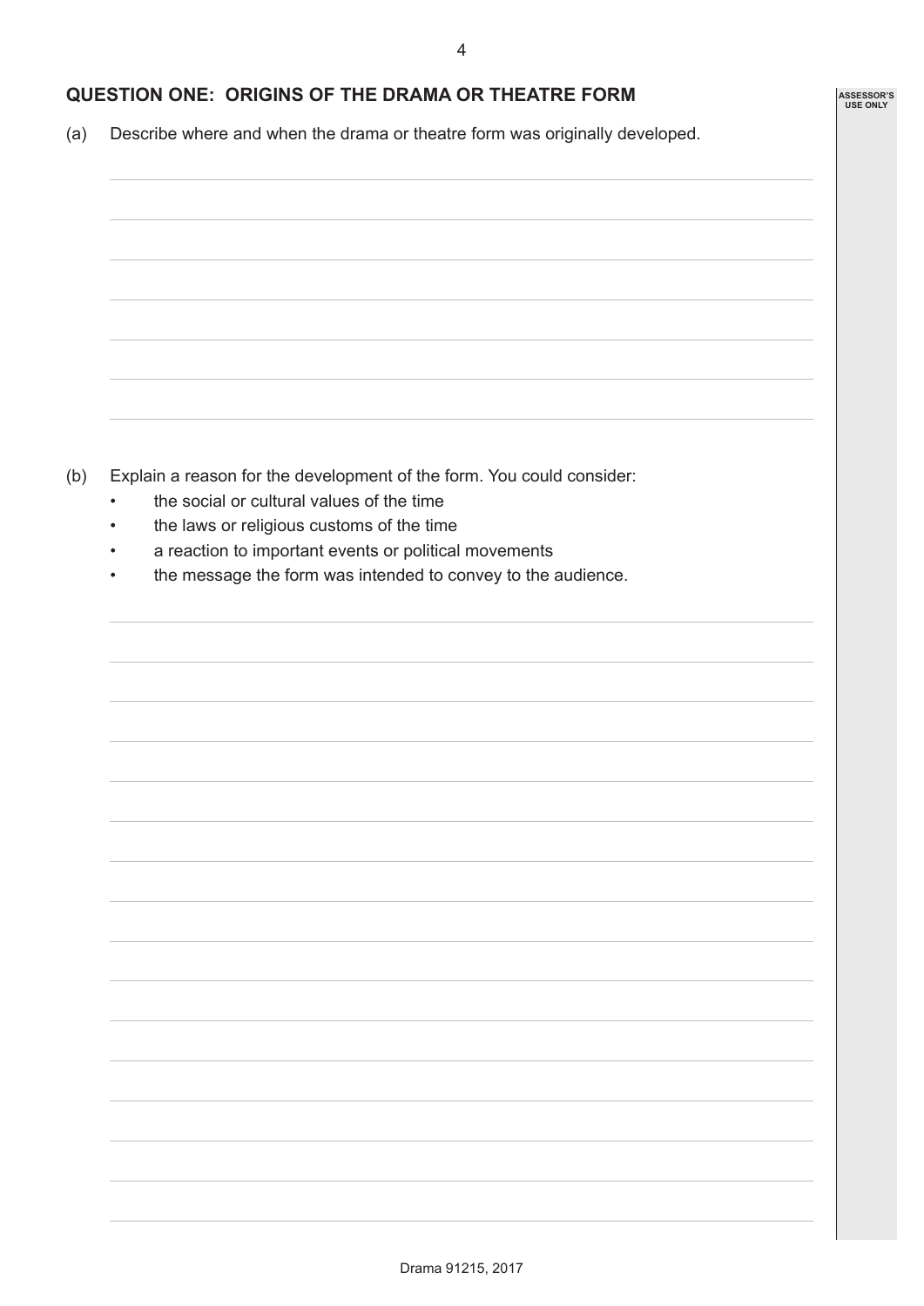## QUESTION ONE: ORIGINS OF THE DRAMA OR THEATRE FORM

(a) Describe where and when the drama or theatre form was originally developed.

(b) Explain a reason for the development of the form. You could consider:

- the social or cultural values of the time
- the laws or religious customs of the time
- a reaction to important events or political movements
- the message the form was intended to convey to the audience.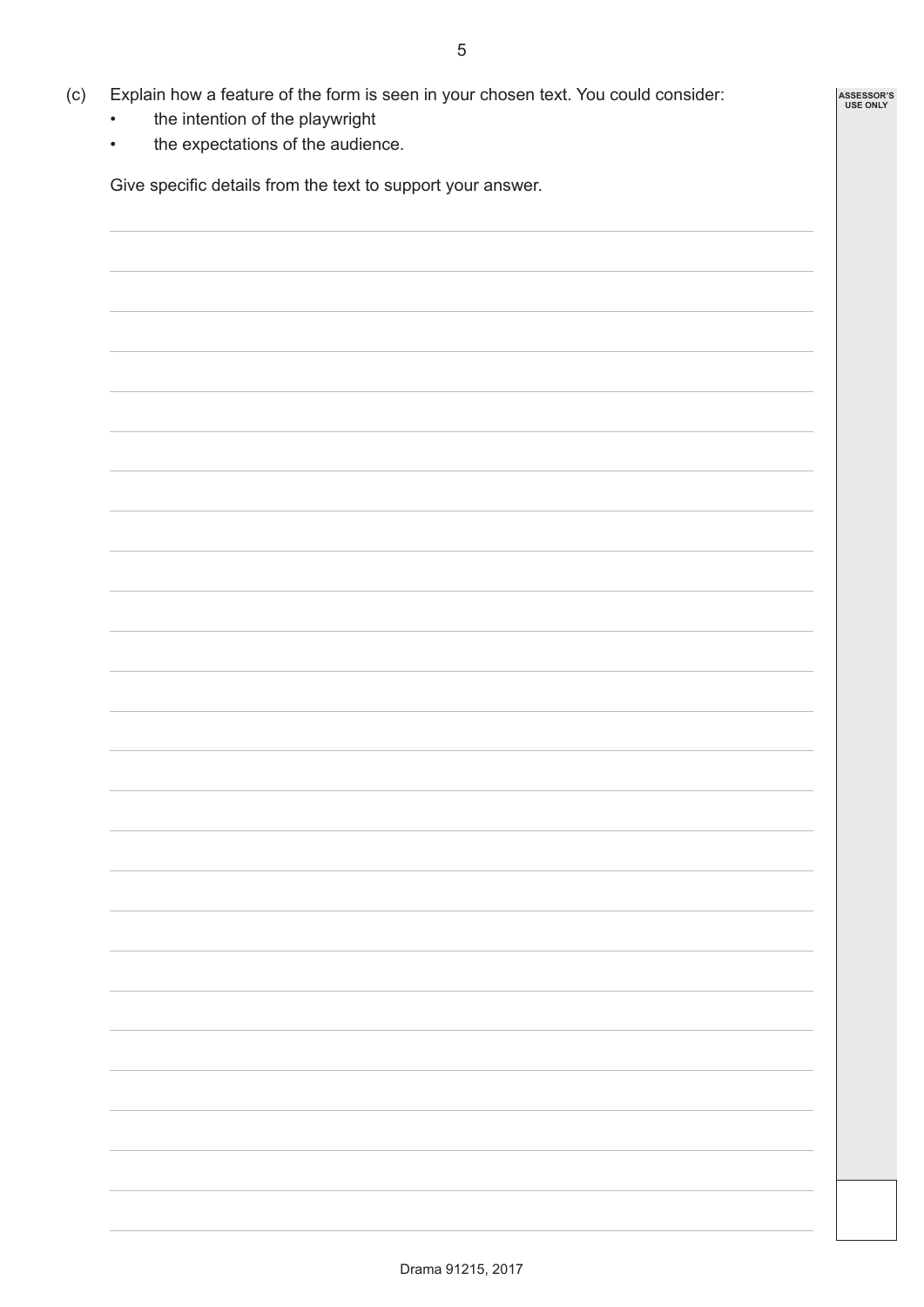(c) Explain how a feature of the form is seen in your chosen text. You could consider:

- the intention of the playwright
- the expectations of the audience.

Give specific details from the text to support your answer.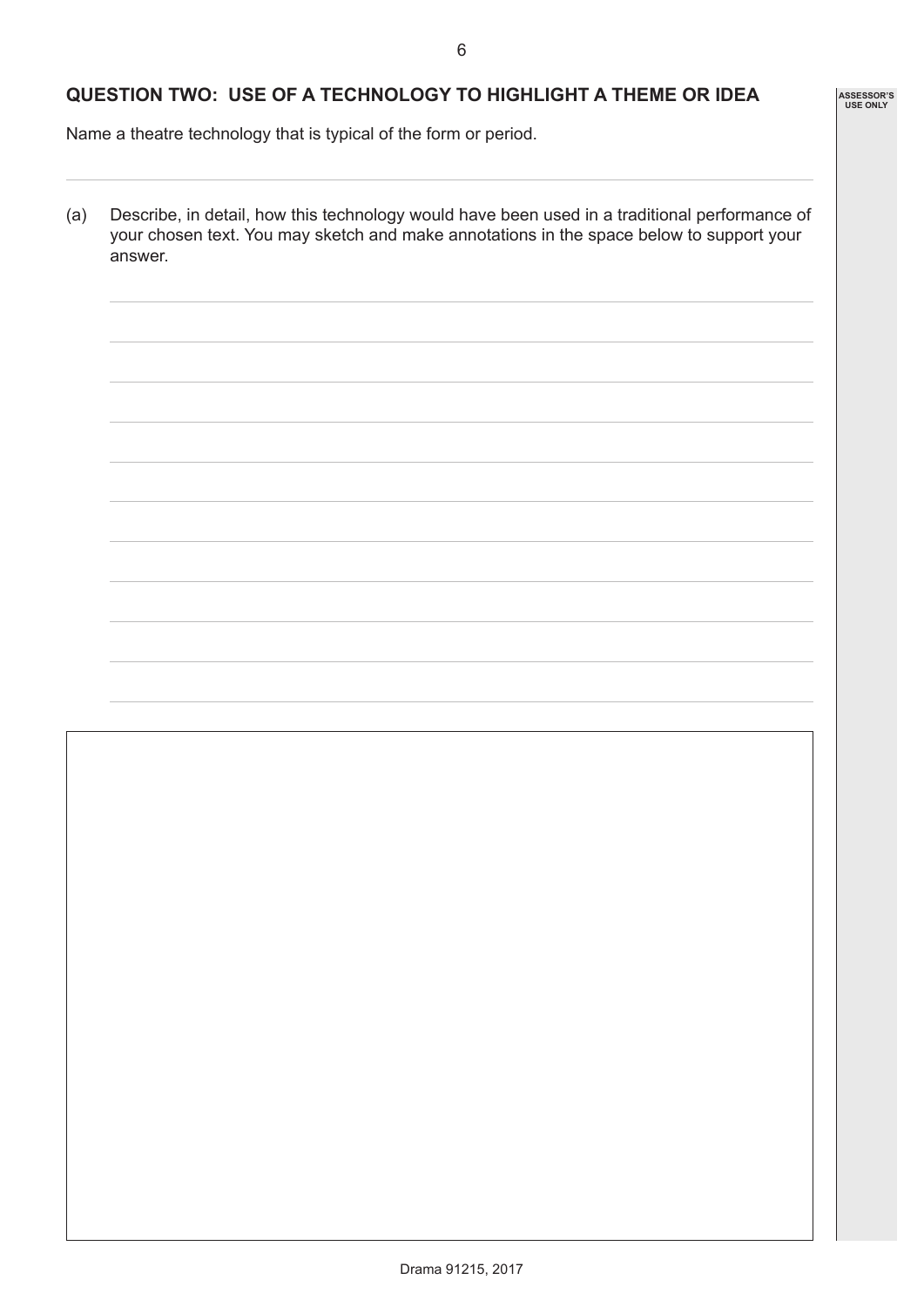## QUESTION TWO: USE OF A TECHNOLOGY TO HIGHLIGHT A THEME OR IDEA

Name a theatre technology that is typical of the form or period.

(a) Describe, in detail, how this technology would have been used in a traditional performance of your chosen text. You may sketch and make annotations in the space below to support your answer.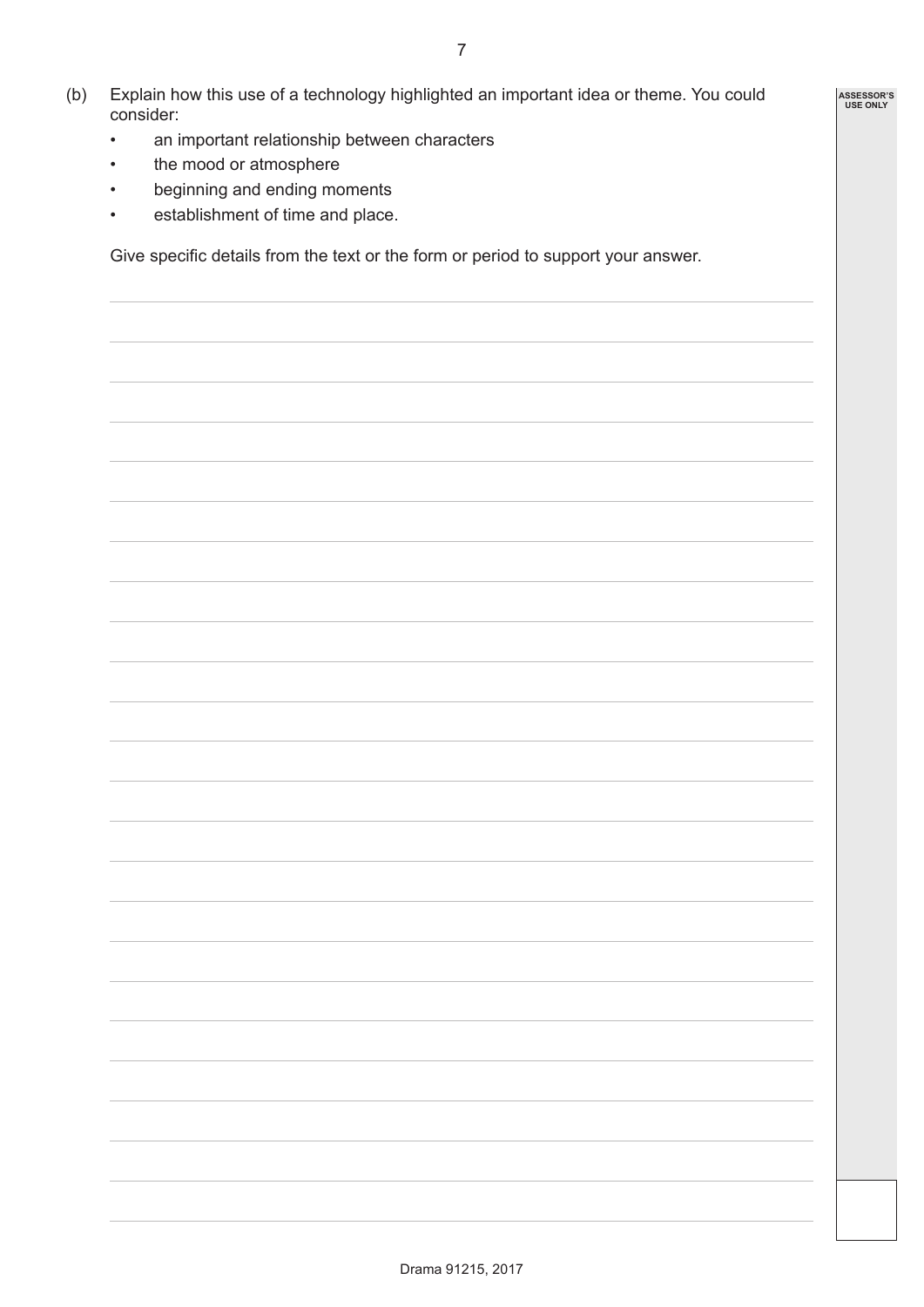(b) Explain how this use of a technology highlighted an important idea or theme. You could consider:

- an important relationship between characters
- the mood or atmosphere
- beginning and ending moments
- establishment of time and place.

Give specific details from the text or the form or period to support your answer.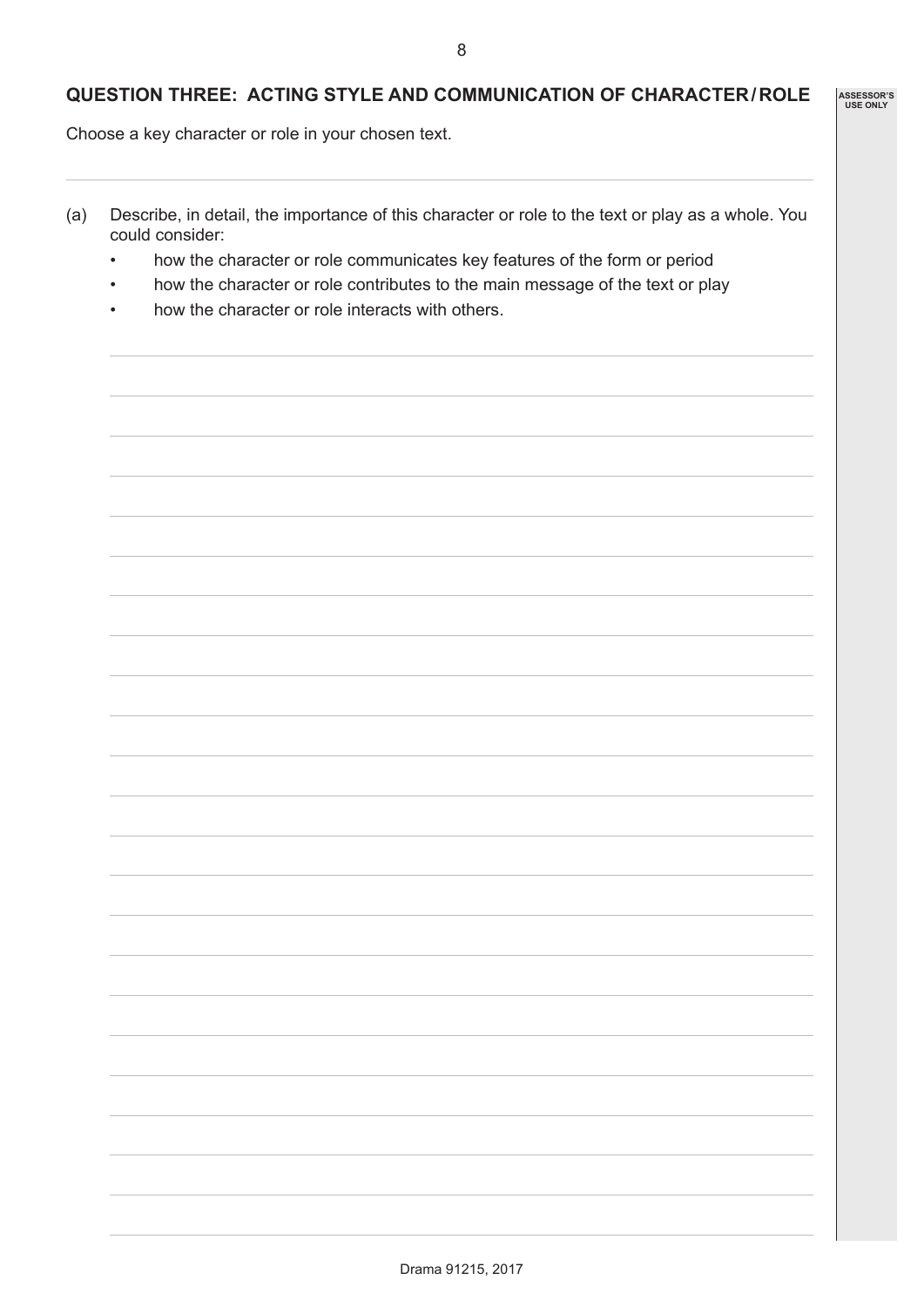## QUESTION THREE: ACTING STYLE AND COMMUNICATION OF CHARACTER / ROLE

Choose a key character or role in your chosen text.

(a) Describe, in detail, the importance of this character or role to the text or play as a whole. You could consider:

- how the character or role communicates key features of the form or period
- how the character or role contributes to the main message of the text or play
- how the character or role interacts with others.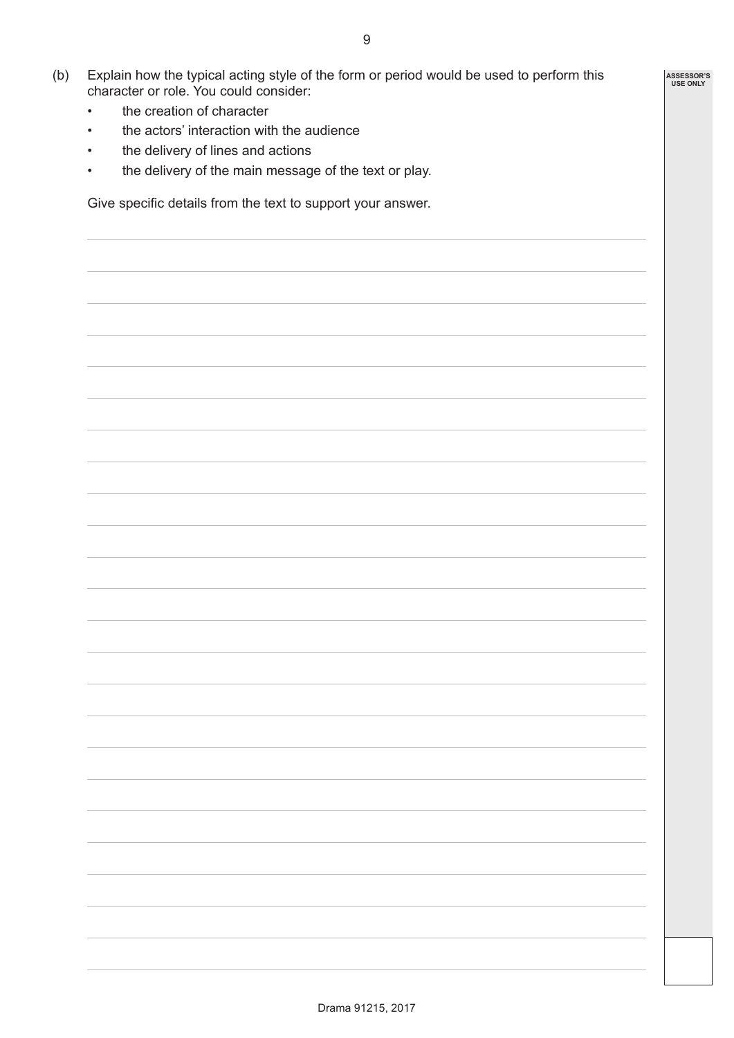(b) Explain how the typical acting style of the form or period would be used to perform this character or role. You could consider:

- the creation of character
- the actors' interaction with the audience
- the delivery of lines and actions
- the delivery of the main message of the text or play.

Give specific details from the text to support your answer.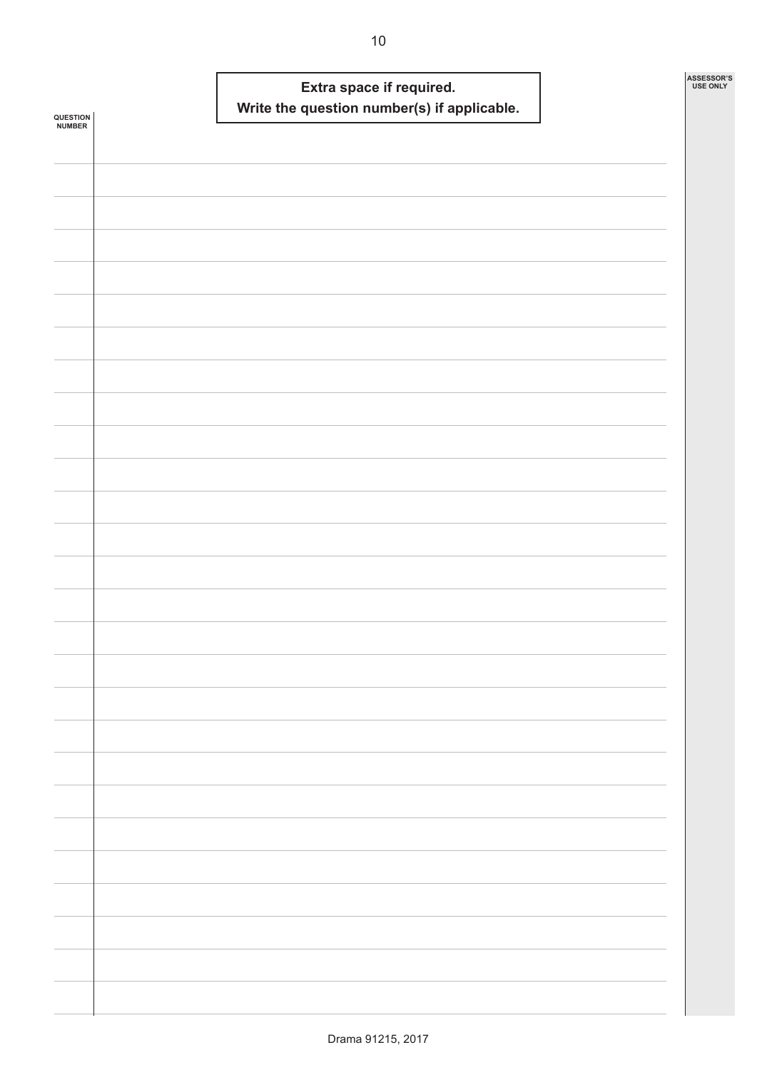**Extra space if required.**
**Write the question number(s) if applicable.**

QUESTION NUMBER

ASSESSOR'S USE ONLY

Drama 91215, 2017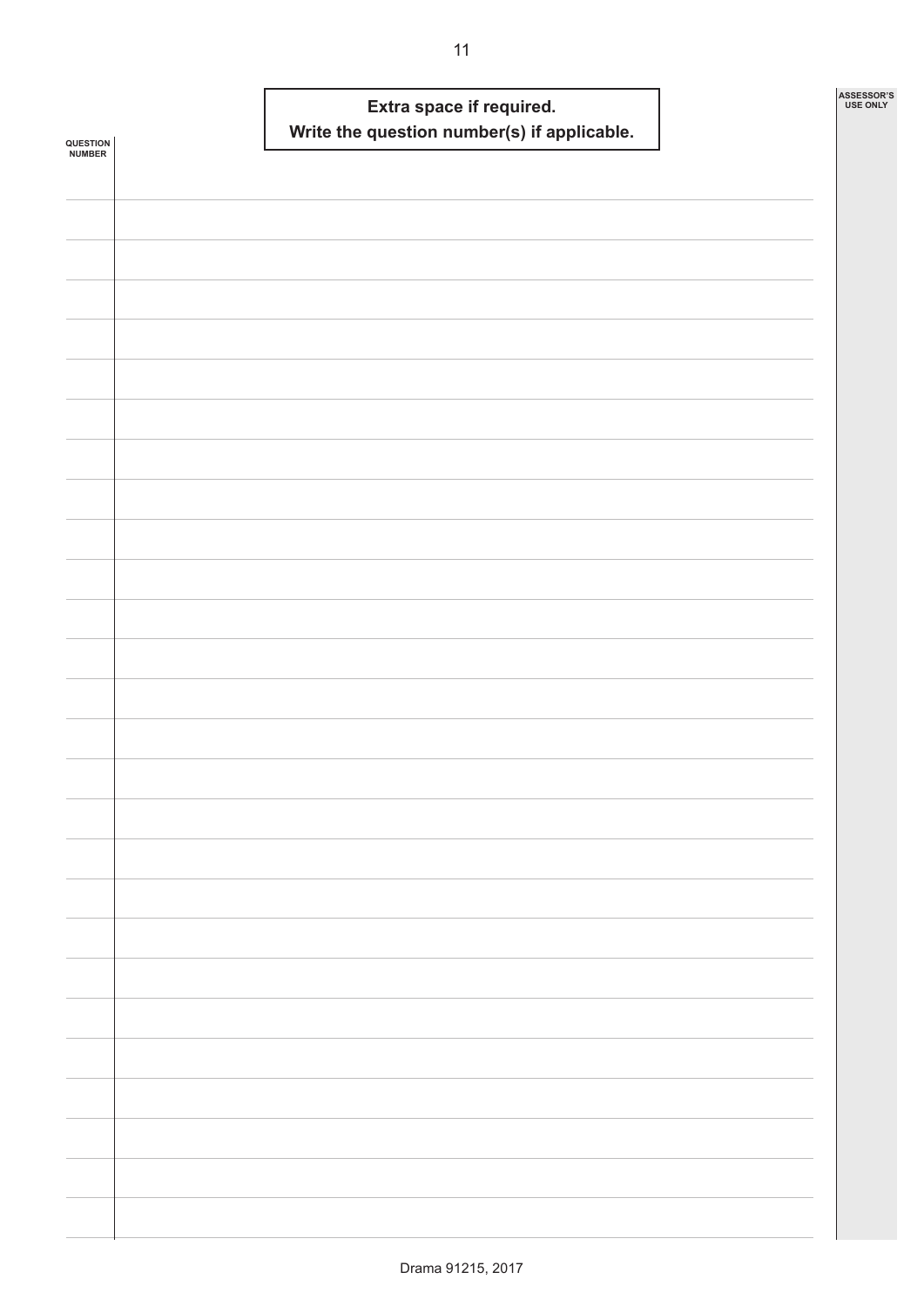**Extra space if required.**
**Write the question number(s) if applicable.**

QUESTION NUMBER

ASSESSOR'S USE ONLY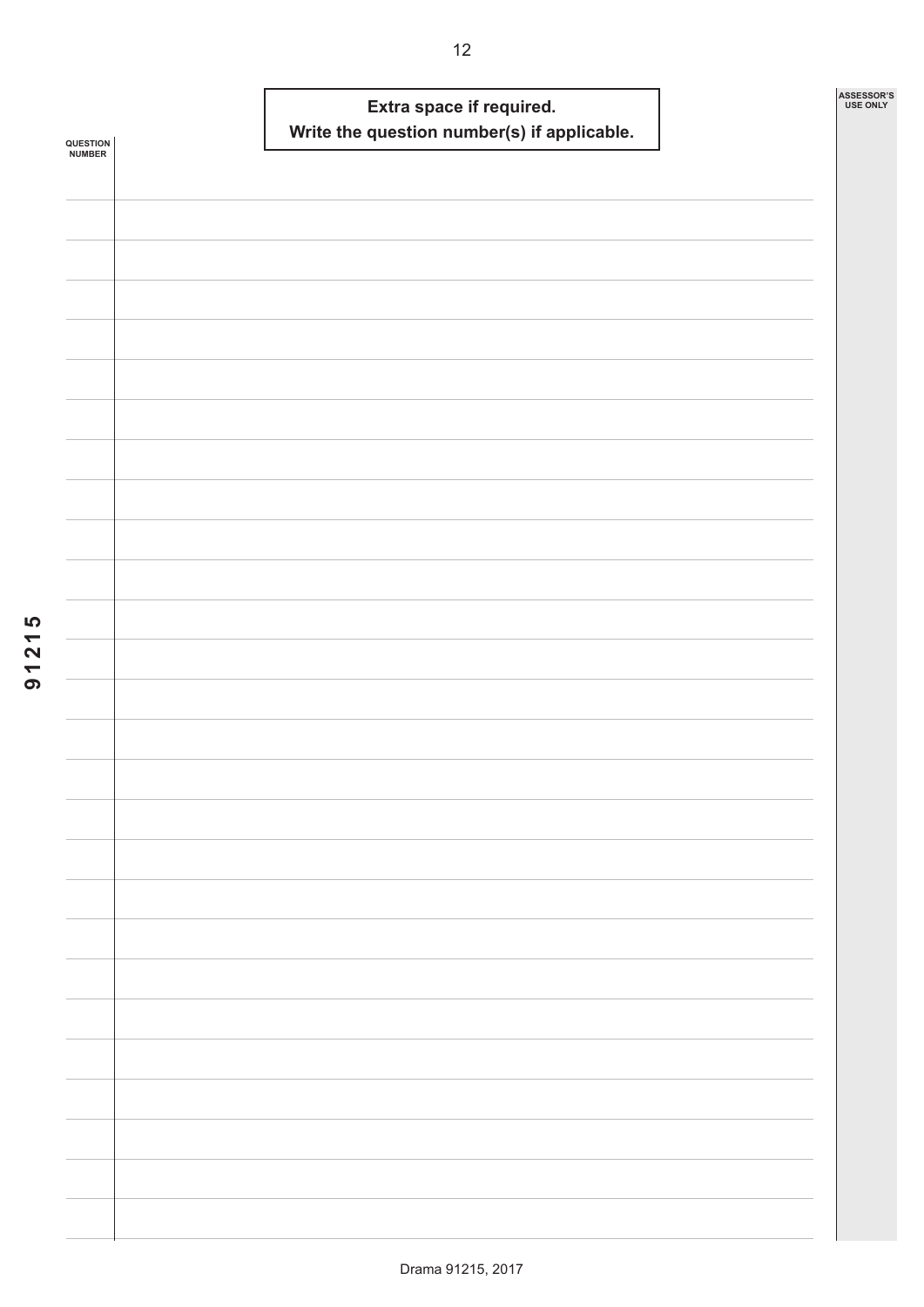**Extra space if required.**
**Write the question number(s) if applicable.**

QUESTION NUMBER

ASSESSOR'S USE ONLY